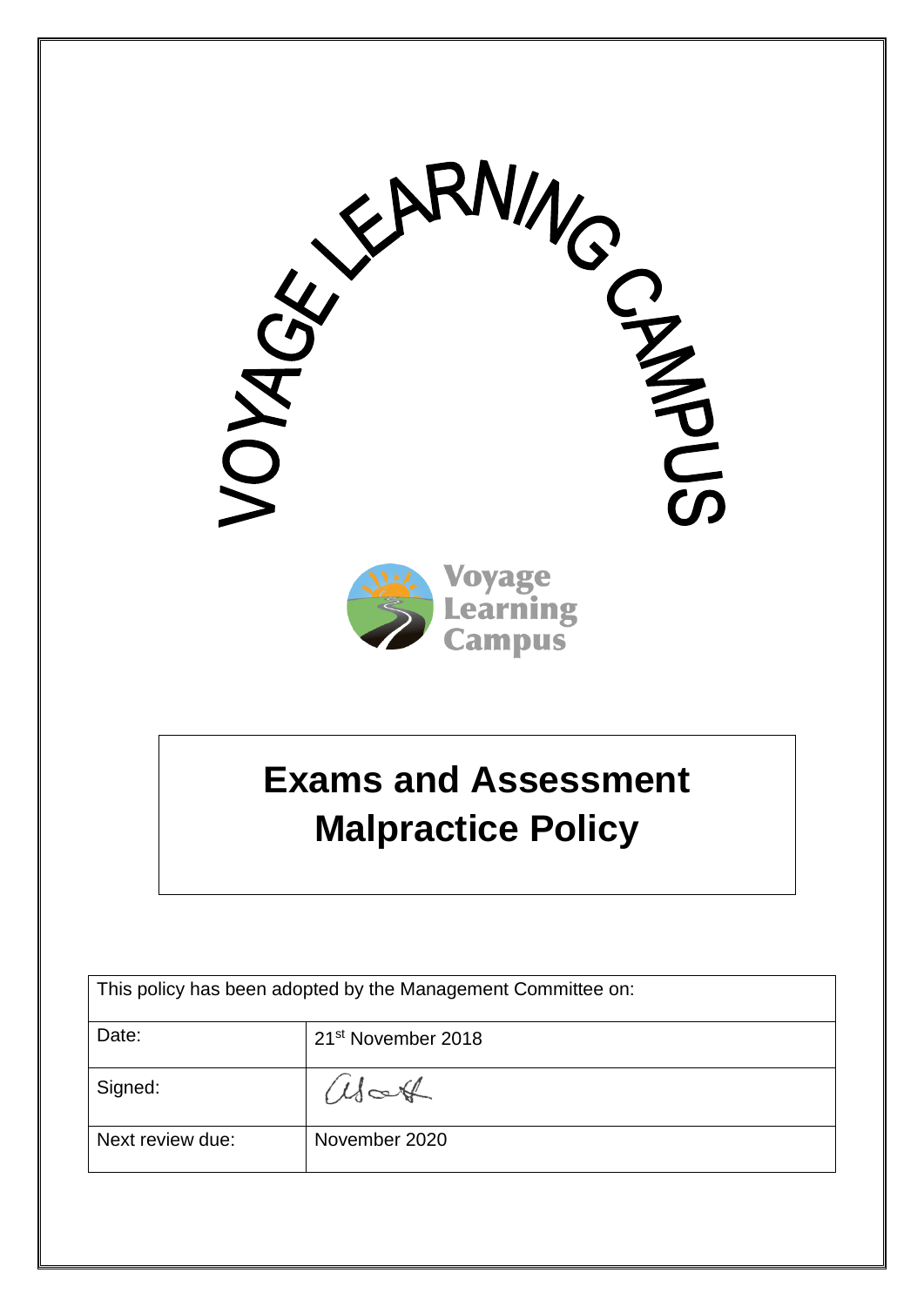VOYAGE LEARNING CAMPUS

Voyage Learning Campus

# Exams and Assessment Malpractice Policy

| This policy has been adopted by the Management Committee on: | |
|---|---|
| Date: | 21st November 2018 |
| Signed: | |
| Next review due: | November 2020 |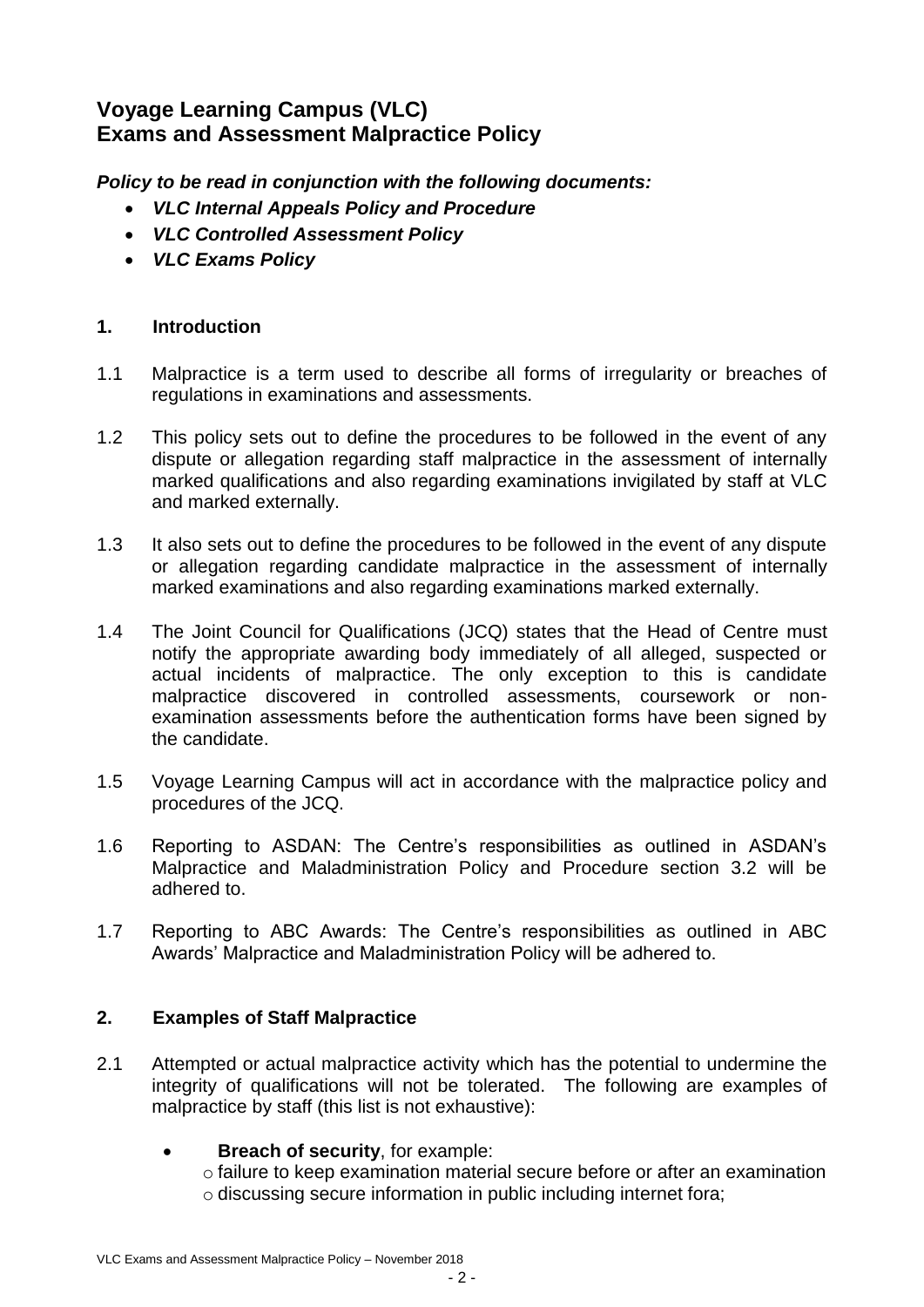# Voyage Learning Campus (VLC)
# Exams and Assessment Malpractice Policy

***Policy to be read in conjunction with the following documents:***

- ***VLC Internal Appeals Policy and Procedure***
- ***VLC Controlled Assessment Policy***
- ***VLC Exams Policy***

## 1. Introduction

1.1 Malpractice is a term used to describe all forms of irregularity or breaches of regulations in examinations and assessments.

1.2 This policy sets out to define the procedures to be followed in the event of any dispute or allegation regarding staff malpractice in the assessment of internally marked qualifications and also regarding examinations invigilated by staff at VLC and marked externally.

1.3 It also sets out to define the procedures to be followed in the event of any dispute or allegation regarding candidate malpractice in the assessment of internally marked examinations and also regarding examinations marked externally.

1.4 The Joint Council for Qualifications (JCQ) states that the Head of Centre must notify the appropriate awarding body immediately of all alleged, suspected or actual incidents of malpractice. The only exception to this is candidate malpractice discovered in controlled assessments, coursework or non-examination assessments before the authentication forms have been signed by the candidate.

1.5 Voyage Learning Campus will act in accordance with the malpractice policy and procedures of the JCQ.

1.6 Reporting to ASDAN: The Centre's responsibilities as outlined in ASDAN's Malpractice and Maladministration Policy and Procedure section 3.2 will be adhered to.

1.7 Reporting to ABC Awards: The Centre's responsibilities as outlined in ABC Awards' Malpractice and Maladministration Policy will be adhered to.

## 2. Examples of Staff Malpractice

2.1 Attempted or actual malpractice activity which has the potential to undermine the integrity of qualifications will not be tolerated. The following are examples of malpractice by staff (this list is not exhaustive):

- **Breach of security**, for example:
  - failure to keep examination material secure before or after an examination
  - discussing secure information in public including internet fora;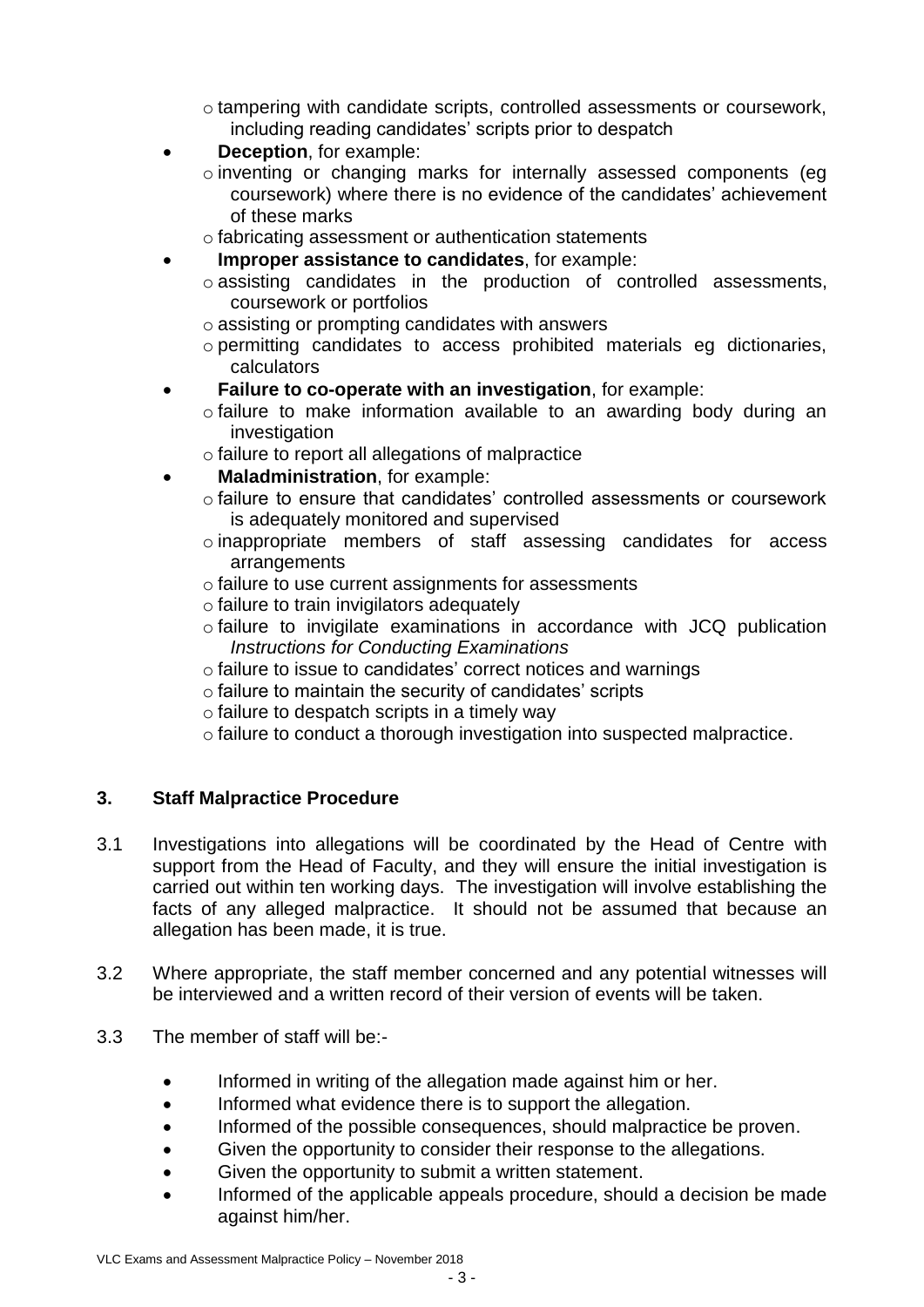- tampering with candidate scripts, controlled assessments or coursework, including reading candidates' scripts prior to despatch
- **Deception**, for example:
  - inventing or changing marks for internally assessed components (eg coursework) where there is no evidence of the candidates' achievement of these marks
  - fabricating assessment or authentication statements
- **Improper assistance to candidates**, for example:
  - assisting candidates in the production of controlled assessments, coursework or portfolios
  - assisting or prompting candidates with answers
  - permitting candidates to access prohibited materials eg dictionaries, calculators
- **Failure to co-operate with an investigation**, for example:
  - failure to make information available to an awarding body during an investigation
  - failure to report all allegations of malpractice
- **Maladministration**, for example:
  - failure to ensure that candidates' controlled assessments or coursework is adequately monitored and supervised
  - inappropriate members of staff assessing candidates for access arrangements
  - failure to use current assignments for assessments
  - failure to train invigilators adequately
  - failure to invigilate examinations in accordance with JCQ publication *Instructions for Conducting Examinations*
  - failure to issue to candidates' correct notices and warnings
  - failure to maintain the security of candidates' scripts
  - failure to despatch scripts in a timely way
  - failure to conduct a thorough investigation into suspected malpractice.

## 3. Staff Malpractice Procedure

3.1 Investigations into allegations will be coordinated by the Head of Centre with support from the Head of Faculty, and they will ensure the initial investigation is carried out within ten working days. The investigation will involve establishing the facts of any alleged malpractice. It should not be assumed that because an allegation has been made, it is true.

3.2 Where appropriate, the staff member concerned and any potential witnesses will be interviewed and a written record of their version of events will be taken.

3.3 The member of staff will be:-

- Informed in writing of the allegation made against him or her.
- Informed what evidence there is to support the allegation.
- Informed of the possible consequences, should malpractice be proven.
- Given the opportunity to consider their response to the allegations.
- Given the opportunity to submit a written statement.
- Informed of the applicable appeals procedure, should a decision be made against him/her.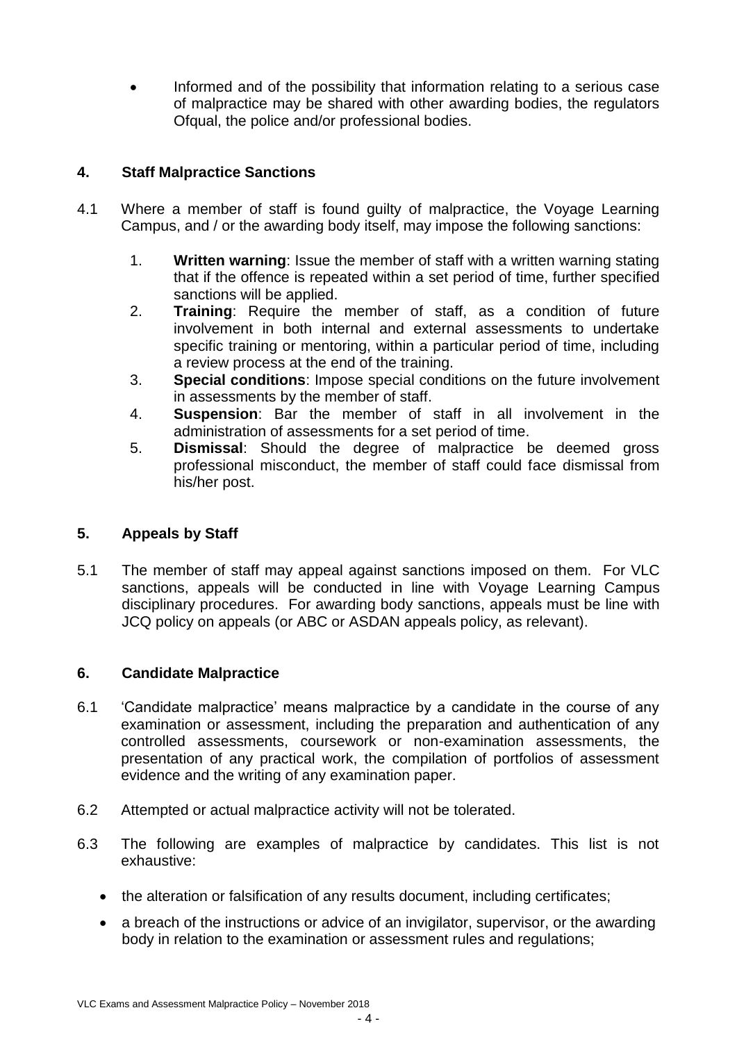- Informed and of the possibility that information relating to a serious case of malpractice may be shared with other awarding bodies, the regulators Ofqual, the police and/or professional bodies.

## 4. Staff Malpractice Sanctions

4.1 Where a member of staff is found guilty of malpractice, the Voyage Learning Campus, and / or the awarding body itself, may impose the following sanctions:

1. **Written warning**: Issue the member of staff with a written warning stating that if the offence is repeated within a set period of time, further specified sanctions will be applied.
2. **Training**: Require the member of staff, as a condition of future involvement in both internal and external assessments to undertake specific training or mentoring, within a particular period of time, including a review process at the end of the training.
3. **Special conditions**: Impose special conditions on the future involvement in assessments by the member of staff.
4. **Suspension**: Bar the member of staff in all involvement in the administration of assessments for a set period of time.
5. **Dismissal**: Should the degree of malpractice be deemed gross professional misconduct, the member of staff could face dismissal from his/her post.

## 5. Appeals by Staff

5.1 The member of staff may appeal against sanctions imposed on them. For VLC sanctions, appeals will be conducted in line with Voyage Learning Campus disciplinary procedures. For awarding body sanctions, appeals must be line with JCQ policy on appeals (or ABC or ASDAN appeals policy, as relevant).

## 6. Candidate Malpractice

6.1 'Candidate malpractice' means malpractice by a candidate in the course of any examination or assessment, including the preparation and authentication of any controlled assessments, coursework or non-examination assessments, the presentation of any practical work, the compilation of portfolios of assessment evidence and the writing of any examination paper.

6.2 Attempted or actual malpractice activity will not be tolerated.

6.3 The following are examples of malpractice by candidates. This list is not exhaustive:

- the alteration or falsification of any results document, including certificates;
- a breach of the instructions or advice of an invigilator, supervisor, or the awarding body in relation to the examination or assessment rules and regulations;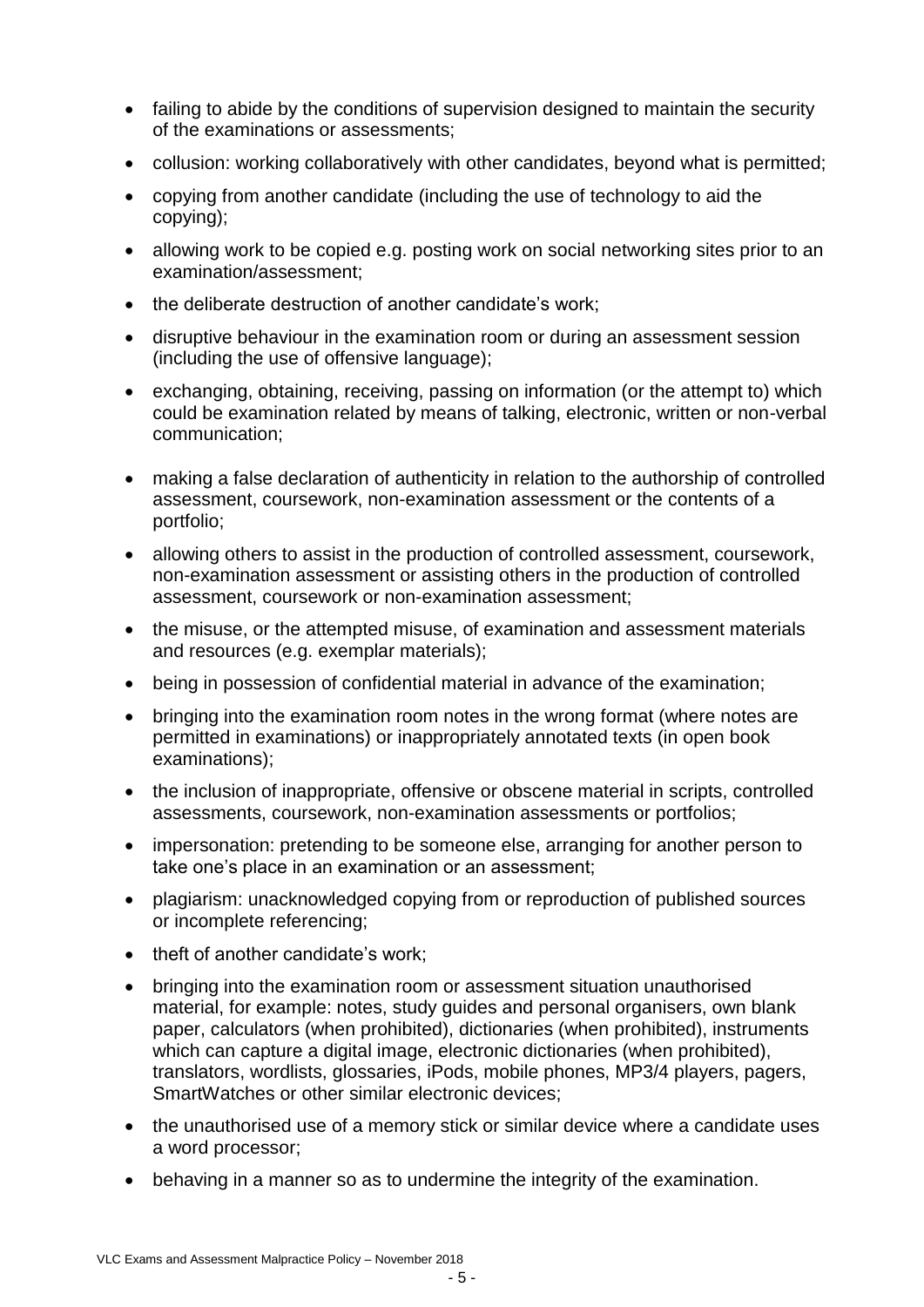- failing to abide by the conditions of supervision designed to maintain the security of the examinations or assessments;
- collusion: working collaboratively with other candidates, beyond what is permitted;
- copying from another candidate (including the use of technology to aid the copying);
- allowing work to be copied e.g. posting work on social networking sites prior to an examination/assessment;
- the deliberate destruction of another candidate's work;
- disruptive behaviour in the examination room or during an assessment session (including the use of offensive language);
- exchanging, obtaining, receiving, passing on information (or the attempt to) which could be examination related by means of talking, electronic, written or non-verbal communication;
- making a false declaration of authenticity in relation to the authorship of controlled assessment, coursework, non-examination assessment or the contents of a portfolio;
- allowing others to assist in the production of controlled assessment, coursework, non-examination assessment or assisting others in the production of controlled assessment, coursework or non-examination assessment;
- the misuse, or the attempted misuse, of examination and assessment materials and resources (e.g. exemplar materials);
- being in possession of confidential material in advance of the examination;
- bringing into the examination room notes in the wrong format (where notes are permitted in examinations) or inappropriately annotated texts (in open book examinations);
- the inclusion of inappropriate, offensive or obscene material in scripts, controlled assessments, coursework, non-examination assessments or portfolios;
- impersonation: pretending to be someone else, arranging for another person to take one's place in an examination or an assessment;
- plagiarism: unacknowledged copying from or reproduction of published sources or incomplete referencing;
- theft of another candidate's work;
- bringing into the examination room or assessment situation unauthorised material, for example: notes, study guides and personal organisers, own blank paper, calculators (when prohibited), dictionaries (when prohibited), instruments which can capture a digital image, electronic dictionaries (when prohibited), translators, wordlists, glossaries, iPods, mobile phones, MP3/4 players, pagers, SmartWatches or other similar electronic devices;
- the unauthorised use of a memory stick or similar device where a candidate uses a word processor;
- behaving in a manner so as to undermine the integrity of the examination.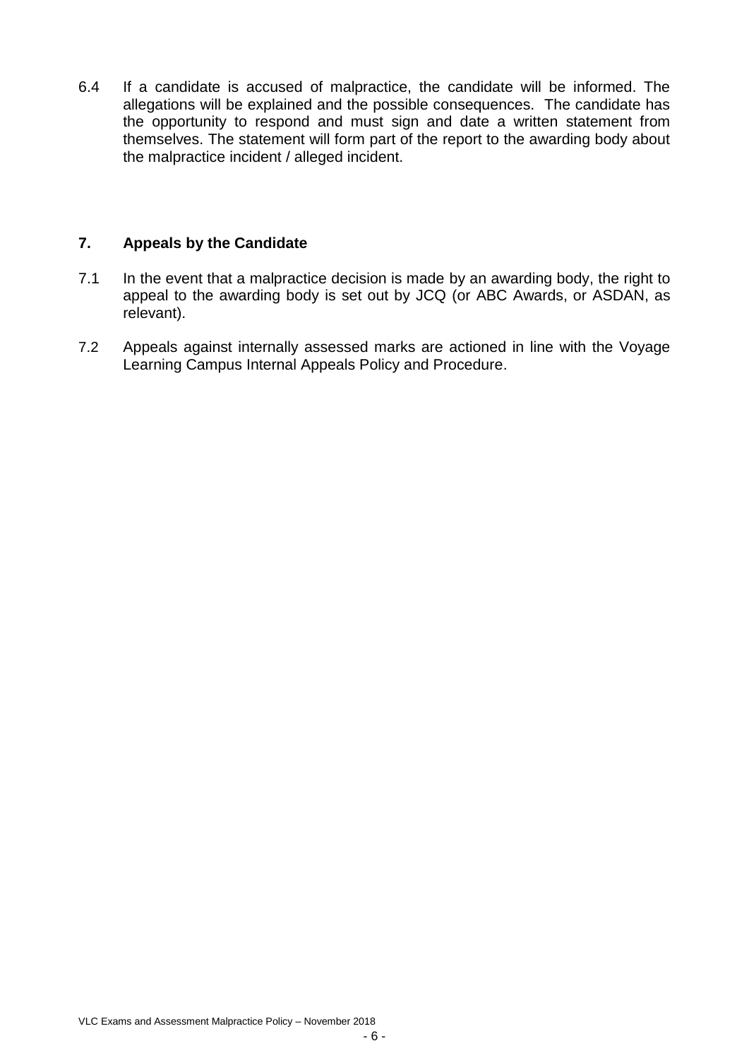6.4 If a candidate is accused of malpractice, the candidate will be informed. The allegations will be explained and the possible consequences. The candidate has the opportunity to respond and must sign and date a written statement from themselves. The statement will form part of the report to the awarding body about the malpractice incident / alleged incident.

## 7. Appeals by the Candidate

7.1 In the event that a malpractice decision is made by an awarding body, the right to appeal to the awarding body is set out by JCQ (or ABC Awards, or ASDAN, as relevant).

7.2 Appeals against internally assessed marks are actioned in line with the Voyage Learning Campus Internal Appeals Policy and Procedure.